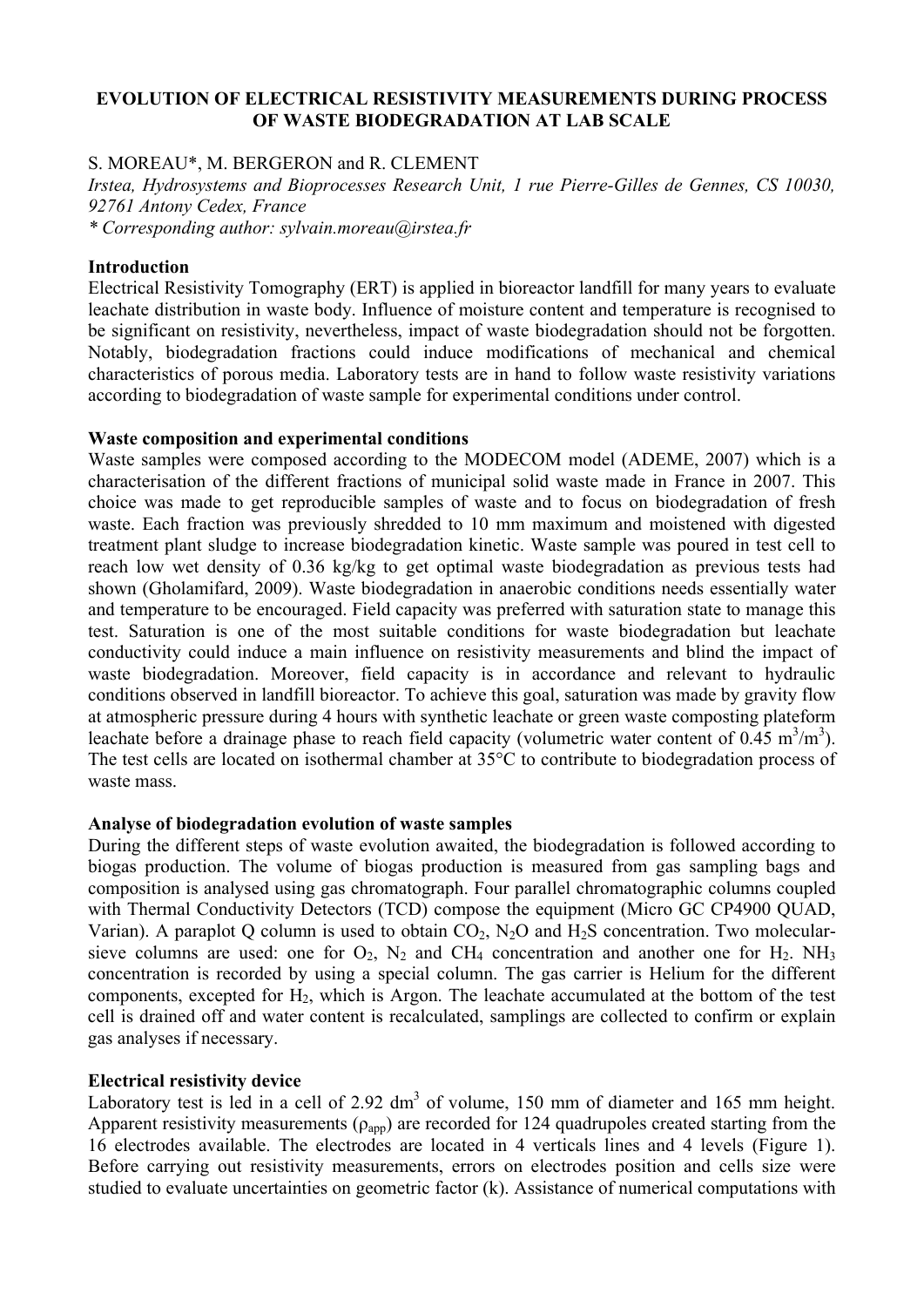# EVOLUTION OF ELECTRICAL RESISTIVITY MEASUREMENTS DURING PROCESS OF WASTE BIODEGRADATION AT LAB SCALE

S. MOREAU*, M. BERGERON and R. CLEMENT

*Irstea, Hydrosystems and Bioprocesses Research Unit, 1 rue Pierre-Gilles de Gennes, CS 10030, 92761 Antony Cedex, France*

*\* Corresponding author: sylvain.moreau@irstea.fr*

## Introduction

Electrical Resistivity Tomography (ERT) is applied in bioreactor landfill for many years to evaluate leachate distribution in waste body. Influence of moisture content and temperature is recognised to be significant on resistivity, nevertheless, impact of waste biodegradation should not be forgotten. Notably, biodegradation fractions could induce modifications of mechanical and chemical characteristics of porous media. Laboratory tests are in hand to follow waste resistivity variations according to biodegradation of waste sample for experimental conditions under control.

## Waste composition and experimental conditions

Waste samples were composed according to the MODECOM model (ADEME, 2007) which is a characterisation of the different fractions of municipal solid waste made in France in 2007. This choice was made to get reproducible samples of waste and to focus on biodegradation of fresh waste. Each fraction was previously shredded to 10 mm maximum and moistened with digested treatment plant sludge to increase biodegradation kinetic. Waste sample was poured in test cell to reach low wet density of 0.36 kg/kg to get optimal waste biodegradation as previous tests had shown (Gholamifard, 2009). Waste biodegradation in anaerobic conditions needs essentially water and temperature to be encouraged. Field capacity was preferred with saturation state to manage this test. Saturation is one of the most suitable conditions for waste biodegradation but leachate conductivity could induce a main influence on resistivity measurements and blind the impact of waste biodegradation. Moreover, field capacity is in accordance and relevant to hydraulic conditions observed in landfill bioreactor. To achieve this goal, saturation was made by gravity flow at atmospheric pressure during 4 hours with synthetic leachate or green waste composting plateform leachate before a drainage phase to reach field capacity (volumetric water content of 0.45 $m^3/m^3$). The test cells are located on isothermal chamber at 35°C to contribute to biodegradation process of waste mass.

## Analyse of biodegradation evolution of waste samples

During the different steps of waste evolution awaited, the biodegradation is followed according to biogas production. The volume of biogas production is measured from gas sampling bags and composition is analysed using gas chromatograph. Four parallel chromatographic columns coupled with Thermal Conductivity Detectors (TCD) compose the equipment (Micro GC CP4900 QUAD, Varian). A paraplot Q column is used to obtain $CO_2$, $N_2O$ and $H_2S$ concentration. Two molecular-sieve columns are used: one for $O_2$, $N_2$ and $CH_4$ concentration and another one for $H_2$. $NH_3$ concentration is recorded by using a special column. The gas carrier is Helium for the different components, excepted for $H_2$, which is Argon. The leachate accumulated at the bottom of the test cell is drained off and water content is recalculated, samplings are collected to confirm or explain gas analyses if necessary.

## Electrical resistivity device

Laboratory test is led in a cell of 2.92 $dm^3$ of volume, 150 mm of diameter and 165 mm height. Apparent resistivity measurements ($\rho_{app}$) are recorded for 124 quadrupoles created starting from the 16 electrodes available. The electrodes are located in 4 verticals lines and 4 levels (Figure 1). Before carrying out resistivity measurements, errors on electrodes position and cells size were studied to evaluate uncertainties on geometric factor (k). Assistance of numerical computations with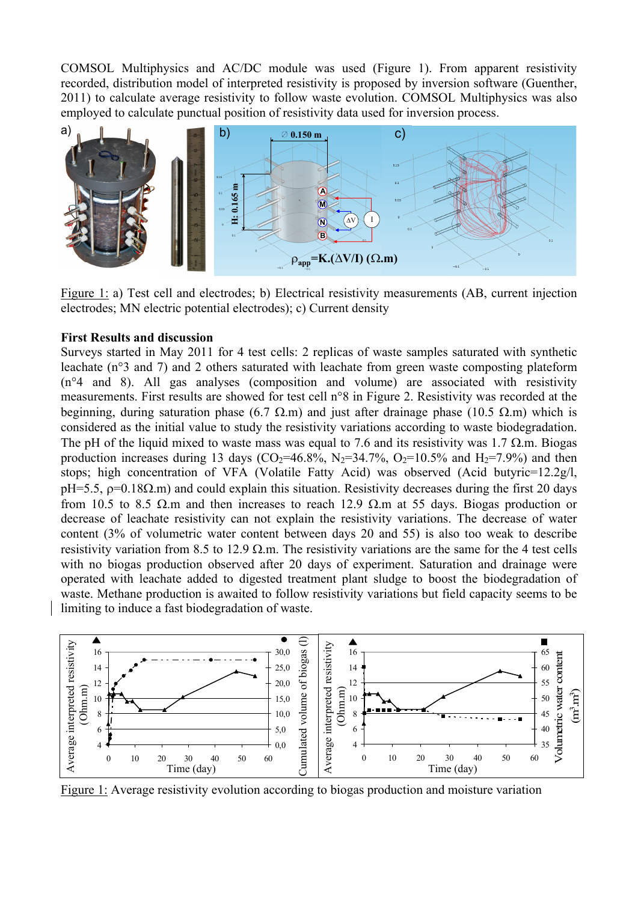COMSOL Multiphysics and AC/DC module was used (Figure 1). From apparent resistivity recorded, distribution model of interpreted resistivity is proposed by inversion software (Guenther, 2011) to calculate average resistivity to follow waste evolution. COMSOL Multiphysics was also employed to calculate punctual position of resistivity data used for inversion process.

a) b) c)

∅ 0.150 m

H: 0.165 m

A M N B ΔV I

$\rho_{app}$=K.(ΔV/I) (Ω.m)

Figure 1: a) Test cell and electrodes; b) Electrical resistivity measurements (AB, current injection electrodes; MN electric potential electrodes); c) Current density

**First Results and discussion**

Surveys started in May 2011 for 4 test cells: 2 replicas of waste samples saturated with synthetic leachate (n°3 and 7) and 2 others saturated with leachate from green waste composting plateform (n°4 and 8). All gas analyses (composition and volume) are associated with resistivity measurements. First results are showed for test cell n°8 in Figure 2. Resistivity was recorded at the beginning, during saturation phase (6.7 Ω.m) and just after drainage phase (10.5 Ω.m) which is considered as the initial value to study the resistivity variations according to waste biodegradation. The pH of the liquid mixed to waste mass was equal to 7.6 and its resistivity was 1.7 Ω.m. Biogas production increases during 13 days ($CO_2$=46.8%, $N_2$=34.7%, $O_2$=10.5% and $H_2$=7.9%) and then stops; high concentration of VFA (Volatile Fatty Acid) was observed (Acid butyric=12.2g/l, pH=5.5, ρ=0.18Ω.m) and could explain this situation. Resistivity decreases during the first 20 days from 10.5 to 8.5 Ω.m and then increases to reach 12.9 Ω.m at 55 days. Biogas production or decrease of leachate resistivity can not explain the resistivity variations. The decrease of water content (3% of volumetric water content between days 20 and 55) is also too weak to describe resistivity variation from 8.5 to 12.9 Ω.m. The resistivity variations are the same for the 4 test cells with no biogas production observed after 20 days of experiment. Saturation and drainage were operated with leachate added to digested treatment plant sludge to boost the biodegradation of waste. Methane production is awaited to follow resistivity variations but field capacity seems to be limiting to induce a fast biodegradation of waste.

Average interpreted resistivity (Ohm.m)
16
14
12
10
8
6
4
0 10 20 30 40 50 60
Time (day)
Cumulated volume of biogas (l)
30,0
25,0
20,0
15,0
10,0
5,0
0,0

Average interpreted resistivity (Ohm.m)
16
14
12
10
8
6
4
0 10 20 30 40 50 60
Time (day)
Volumetric water content ($m^3.m^3$)
65
60
55
50
45
40
35

Figure 1: Average resistivity evolution according to biogas production and moisture variation